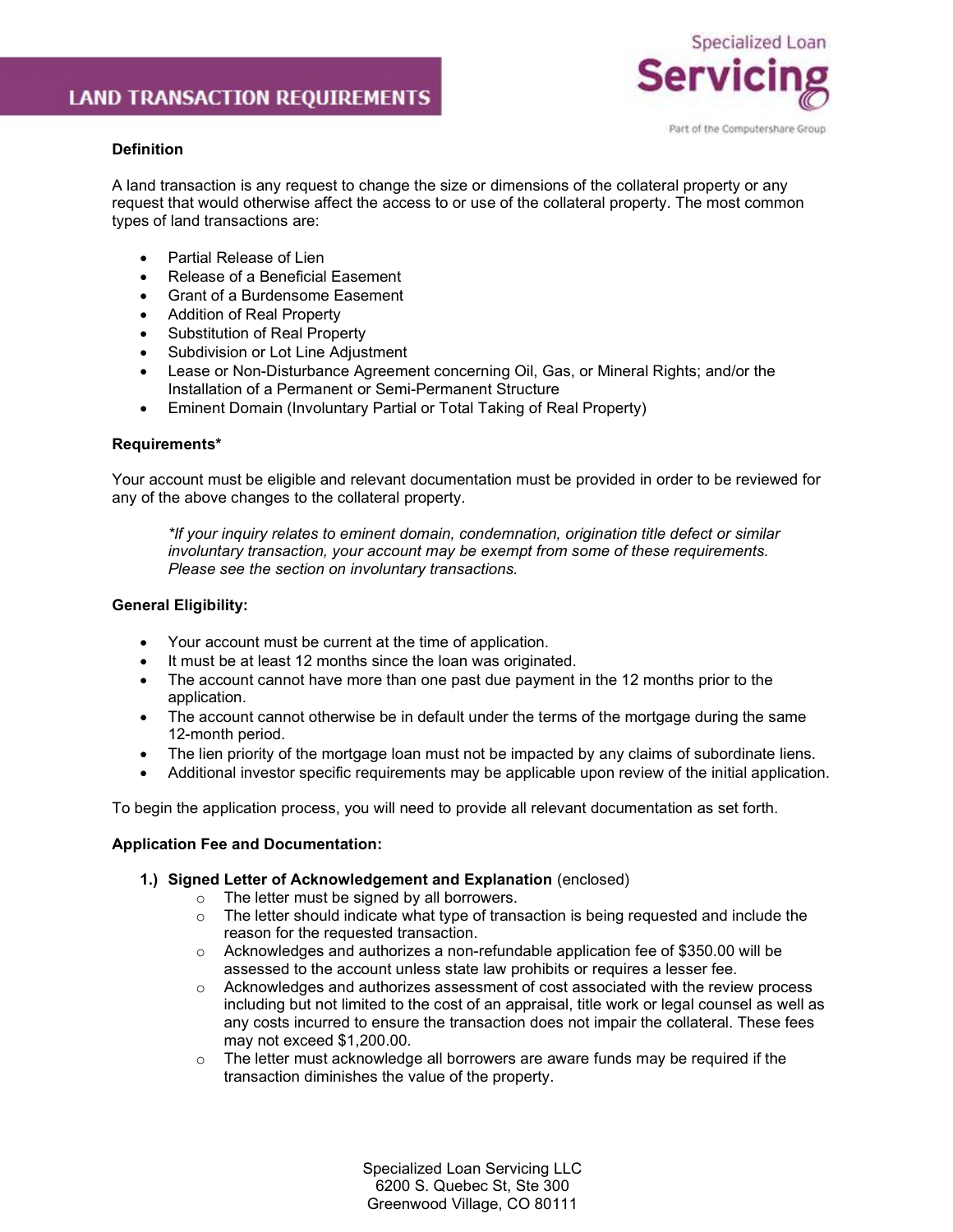# LAND TRANSACTION REQUIREMENTS

Specialized Loan Servicing

Part of the Computershare Group

**Definition**

A land transaction is any request to change the size or dimensions of the collateral property or any request that would otherwise affect the access to or use of the collateral property. The most common types of land transactions are:

- Partial Release of Lien
- Release of a Beneficial Easement
- Grant of a Burdensome Easement
- Addition of Real Property
- Substitution of Real Property
- Subdivision or Lot Line Adjustment
- Lease or Non-Disturbance Agreement concerning Oil, Gas, or Mineral Rights; and/or the Installation of a Permanent or Semi-Permanent Structure
- Eminent Domain (Involuntary Partial or Total Taking of Real Property)

**Requirements***

Your account must be eligible and relevant documentation must be provided in order to be reviewed for any of the above changes to the collateral property.

> *\*If your inquiry relates to eminent domain, condemnation, origination title defect or similar involuntary transaction, your account may be exempt from some of these requirements. Please see the section on involuntary transactions.*

**General Eligibility:**

- Your account must be current at the time of application.
- It must be at least 12 months since the loan was originated.
- The account cannot have more than one past due payment in the 12 months prior to the application.
- The account cannot otherwise be in default under the terms of the mortgage during the same 12-month period.
- The lien priority of the mortgage loan must not be impacted by any claims of subordinate liens.
- Additional investor specific requirements may be applicable upon review of the initial application.

To begin the application process, you will need to provide all relevant documentation as set forth.

**Application Fee and Documentation:**

1.) **Signed Letter of Acknowledgement and Explanation** (enclosed)
   - The letter must be signed by all borrowers.
   - The letter should indicate what type of transaction is being requested and include the reason for the requested transaction.
   - Acknowledges and authorizes a non-refundable application fee of $350.00 will be assessed to the account unless state law prohibits or requires a lesser fee.
   - Acknowledges and authorizes assessment of cost associated with the review process including but not limited to the cost of an appraisal, title work or legal counsel as well as any costs incurred to ensure the transaction does not impair the collateral. These fees may not exceed $1,200.00.
   - The letter must acknowledge all borrowers are aware funds may be required if the transaction diminishes the value of the property.

Specialized Loan Servicing LLC
6200 S. Quebec St, Ste 300
Greenwood Village, CO 80111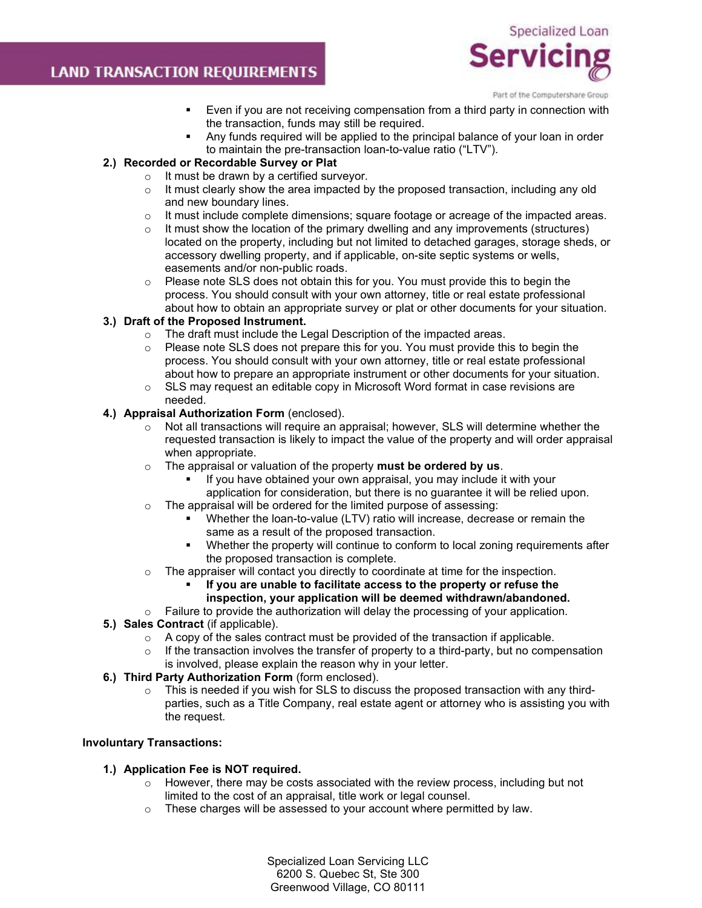- Even if you are not receiving compensation from a third party in connection with the transaction, funds may still be required.
- Any funds required will be applied to the principal balance of your loan in order to maintain the pre-transaction loan-to-value ratio ("LTV").

**2.) Recorded or Recordable Survey or Plat**

- It must be drawn by a certified surveyor.
- It must clearly show the area impacted by the proposed transaction, including any old and new boundary lines.
- It must include complete dimensions; square footage or acreage of the impacted areas.
- It must show the location of the primary dwelling and any improvements (structures) located on the property, including but not limited to detached garages, storage sheds, or accessory dwelling property, and if applicable, on-site septic systems or wells, easements and/or non-public roads.
- Please note SLS does not obtain this for you. You must provide this to begin the process. You should consult with your own attorney, title or real estate professional about how to obtain an appropriate survey or plat or other documents for your situation.

**3.) Draft of the Proposed Instrument.**

- The draft must include the Legal Description of the impacted areas.
- Please note SLS does not prepare this for you. You must provide this to begin the process. You should consult with your own attorney, title or real estate professional about how to prepare an appropriate instrument or other documents for your situation.
- SLS may request an editable copy in Microsoft Word format in case revisions are needed.

**4.) Appraisal Authorization Form** (enclosed).

- Not all transactions will require an appraisal; however, SLS will determine whether the requested transaction is likely to impact the value of the property and will order appraisal when appropriate.
- The appraisal or valuation of the property **must be ordered by us**.
  - If you have obtained your own appraisal, you may include it with your application for consideration, but there is no guarantee it will be relied upon.
- The appraisal will be ordered for the limited purpose of assessing:
  - Whether the loan-to-value (LTV) ratio will increase, decrease or remain the same as a result of the proposed transaction.
  - Whether the property will continue to conform to local zoning requirements after the proposed transaction is complete.
- The appraiser will contact you directly to coordinate at time for the inspection.
  - **If you are unable to facilitate access to the property or refuse the inspection, your application will be deemed withdrawn/abandoned.**
- Failure to provide the authorization will delay the processing of your application.

**5.) Sales Contract** (if applicable).

- A copy of the sales contract must be provided of the transaction if applicable.
- If the transaction involves the transfer of property to a third-party, but no compensation is involved, please explain the reason why in your letter.

**6.) Third Party Authorization Form** (form enclosed).

- This is needed if you wish for SLS to discuss the proposed transaction with any third-parties, such as a Title Company, real estate agent or attorney who is assisting you with the request.

**Involuntary Transactions:**

**1.) Application Fee is NOT required.**

- However, there may be costs associated with the review process, including but not limited to the cost of an appraisal, title work or legal counsel.
- These charges will be assessed to your account where permitted by law.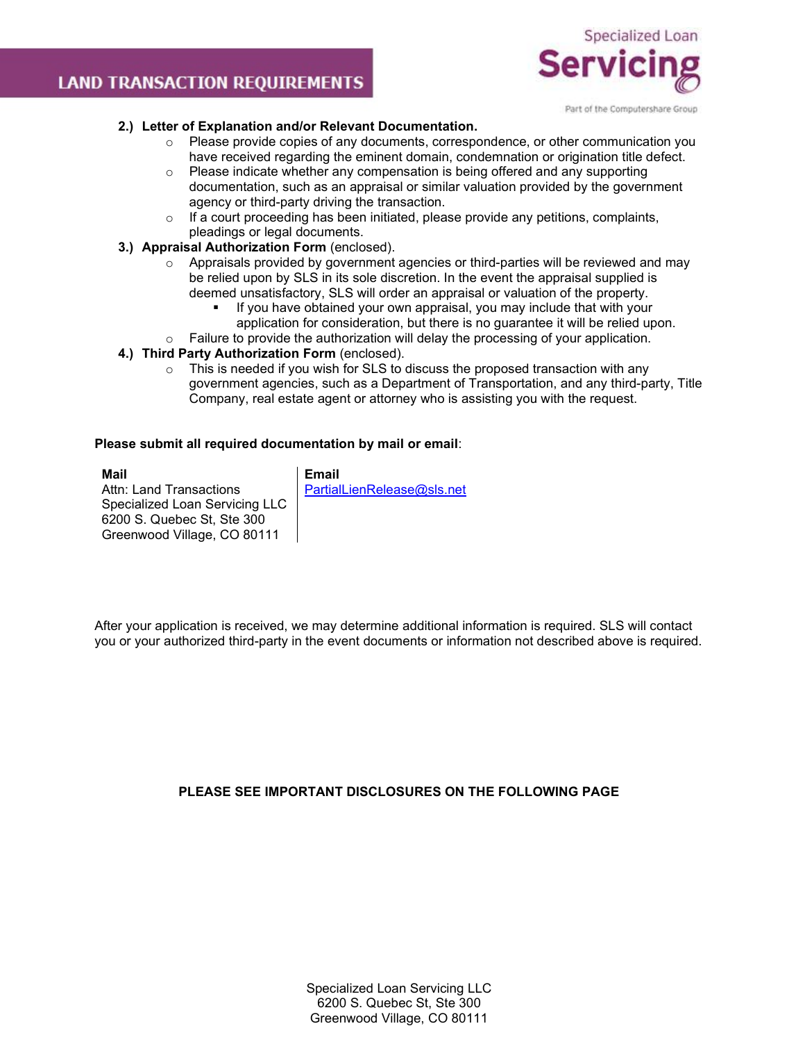2.) **Letter of Explanation and/or Relevant Documentation.**
   - Please provide copies of any documents, correspondence, or other communication you have received regarding the eminent domain, condemnation or origination title defect.
   - Please indicate whether any compensation is being offered and any supporting documentation, such as an appraisal or similar valuation provided by the government agency or third-party driving the transaction.
   - If a court proceeding has been initiated, please provide any petitions, complaints, pleadings or legal documents.

3.) **Appraisal Authorization Form** (enclosed).
   - Appraisals provided by government agencies or third-parties will be reviewed and may be relied upon by SLS in its sole discretion. In the event the appraisal supplied is deemed unsatisfactory, SLS will order an appraisal or valuation of the property.
      - If you have obtained your own appraisal, you may include that with your application for consideration, but there is no guarantee it will be relied upon.
   - Failure to provide the authorization will delay the processing of your application.

4.) **Third Party Authorization Form** (enclosed).
   - This is needed if you wish for SLS to discuss the proposed transaction with any government agencies, such as a Department of Transportation, and any third-party, Title Company, real estate agent or attorney who is assisting you with the request.

**Please submit all required documentation by mail or email**:

| **Mail** | **Email** |
|---|---|
| Attn: Land Transactions<br>Specialized Loan Servicing LLC<br>6200 S. Quebec St, Ste 300<br>Greenwood Village, CO 80111 | PartialLienRelease@sls.net |

After your application is received, we may determine additional information is required. SLS will contact you or your authorized third-party in the event documents or information not described above is required.

**PLEASE SEE IMPORTANT DISCLOSURES ON THE FOLLOWING PAGE**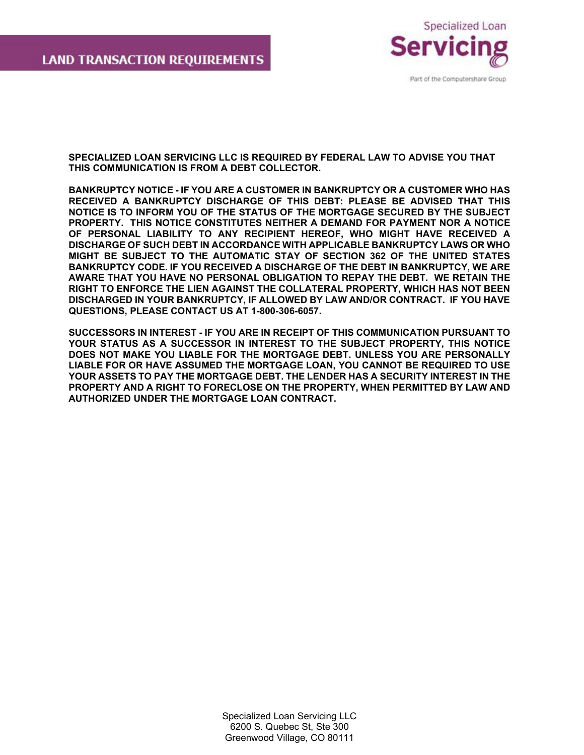# LAND TRANSACTION REQUIREMENTS

Specialized Loan Servicing

Part of the Computershare Group

**SPECIALIZED LOAN SERVICING LLC IS REQUIRED BY FEDERAL LAW TO ADVISE YOU THAT THIS COMMUNICATION IS FROM A DEBT COLLECTOR.**

**BANKRUPTCY NOTICE - IF YOU ARE A CUSTOMER IN BANKRUPTCY OR A CUSTOMER WHO HAS RECEIVED A BANKRUPTCY DISCHARGE OF THIS DEBT: PLEASE BE ADVISED THAT THIS NOTICE IS TO INFORM YOU OF THE STATUS OF THE MORTGAGE SECURED BY THE SUBJECT PROPERTY. THIS NOTICE CONSTITUTES NEITHER A DEMAND FOR PAYMENT NOR A NOTICE OF PERSONAL LIABILITY TO ANY RECIPIENT HEREOF, WHO MIGHT HAVE RECEIVED A DISCHARGE OF SUCH DEBT IN ACCORDANCE WITH APPLICABLE BANKRUPTCY LAWS OR WHO MIGHT BE SUBJECT TO THE AUTOMATIC STAY OF SECTION 362 OF THE UNITED STATES BANKRUPTCY CODE. IF YOU RECEIVED A DISCHARGE OF THE DEBT IN BANKRUPTCY, WE ARE AWARE THAT YOU HAVE NO PERSONAL OBLIGATION TO REPAY THE DEBT. WE RETAIN THE RIGHT TO ENFORCE THE LIEN AGAINST THE COLLATERAL PROPERTY, WHICH HAS NOT BEEN DISCHARGED IN YOUR BANKRUPTCY, IF ALLOWED BY LAW AND/OR CONTRACT. IF YOU HAVE QUESTIONS, PLEASE CONTACT US AT 1-800-306-6057.**

**SUCCESSORS IN INTEREST - IF YOU ARE IN RECEIPT OF THIS COMMUNICATION PURSUANT TO YOUR STATUS AS A SUCCESSOR IN INTEREST TO THE SUBJECT PROPERTY, THIS NOTICE DOES NOT MAKE YOU LIABLE FOR THE MORTGAGE DEBT. UNLESS YOU ARE PERSONALLY LIABLE FOR OR HAVE ASSUMED THE MORTGAGE LOAN, YOU CANNOT BE REQUIRED TO USE YOUR ASSETS TO PAY THE MORTGAGE DEBT. THE LENDER HAS A SECURITY INTEREST IN THE PROPERTY AND A RIGHT TO FORECLOSE ON THE PROPERTY, WHEN PERMITTED BY LAW AND AUTHORIZED UNDER THE MORTGAGE LOAN CONTRACT.**

Specialized Loan Servicing LLC
6200 S. Quebec St, Ste 300
Greenwood Village, CO 80111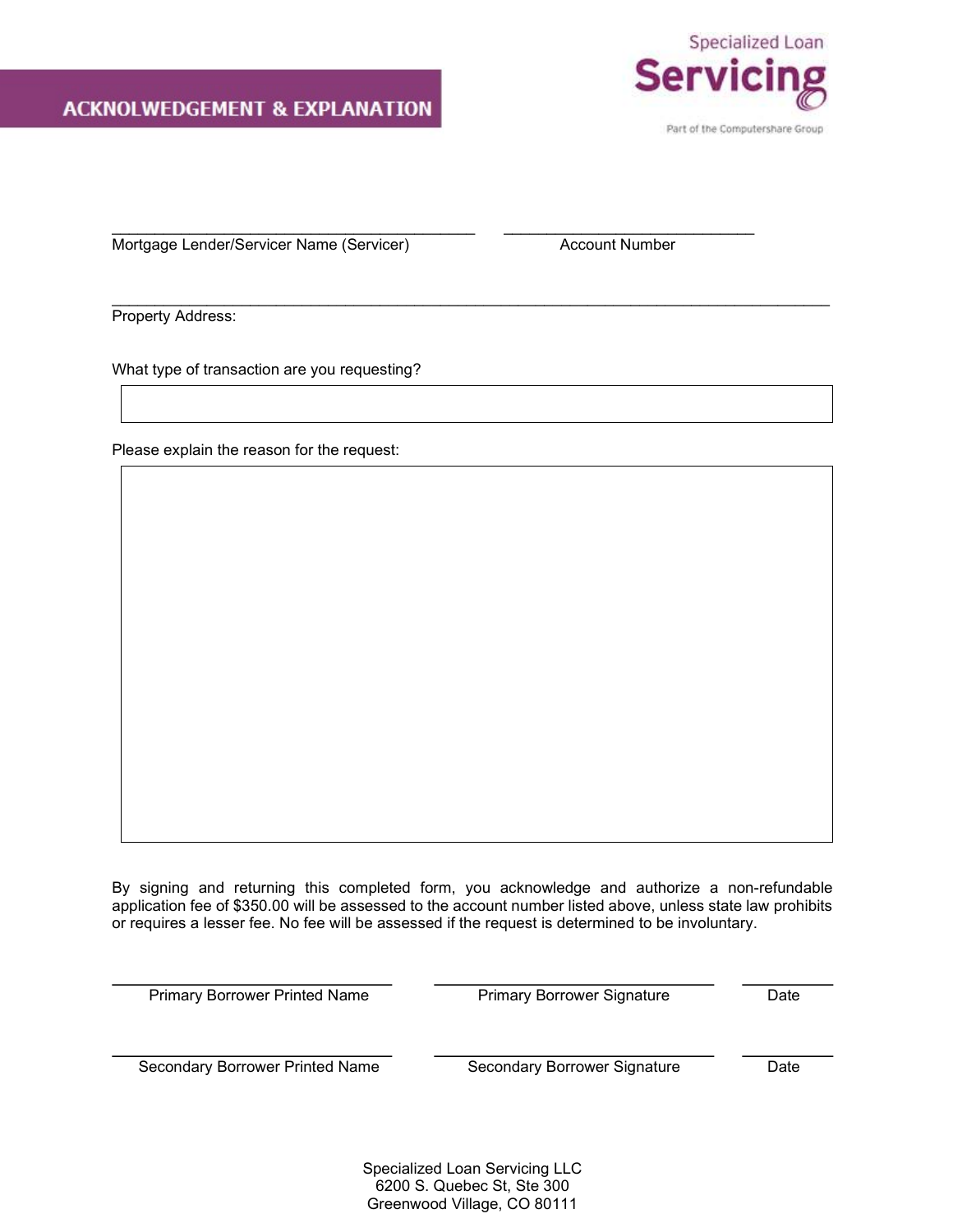# ACKNOLWEDGEMENT & EXPLANATION

Specialized Loan Servicing

Part of the Computershare Group

\_\_\_\_\_\_\_\_\_\_\_\_\_\_\_\_\_\_\_\_\_\_\_\_\_\_\_\_\_\_\_\_\_\_\_\_\_\_\_\_ \_\_\_\_\_\_\_\_\_\_\_\_\_\_\_\_\_\_\_\_\_\_\_\_\_\_\_\_

Mortgage Lender/Servicer Name (Servicer) Account Number

\_\_\_\_\_\_\_\_\_\_\_\_\_\_\_\_\_\_\_\_\_\_\_\_\_\_\_\_\_\_\_\_\_\_\_\_\_\_\_\_\_\_\_\_\_\_\_\_\_\_\_\_\_\_\_\_\_\_\_\_\_\_\_\_\_\_\_\_\_\_\_\_\_\_\_\_

Property Address:

What type of transaction are you requesting?

| |
|---|
| |

Please explain the reason for the request:

| |
|---|
| |

By signing and returning this completed form, you acknowledge and authorize a non-refundable application fee of $350.00 will be assessed to the account number listed above, unless state law prohibits or requires a lesser fee. No fee will be assessed if the request is determined to be involuntary.

| | | |
|---|---|---|
| Primary Borrower Printed Name | Primary Borrower Signature | Date |
| Secondary Borrower Printed Name | Secondary Borrower Signature | Date |

Specialized Loan Servicing LLC
6200 S. Quebec St, Ste 300
Greenwood Village, CO 80111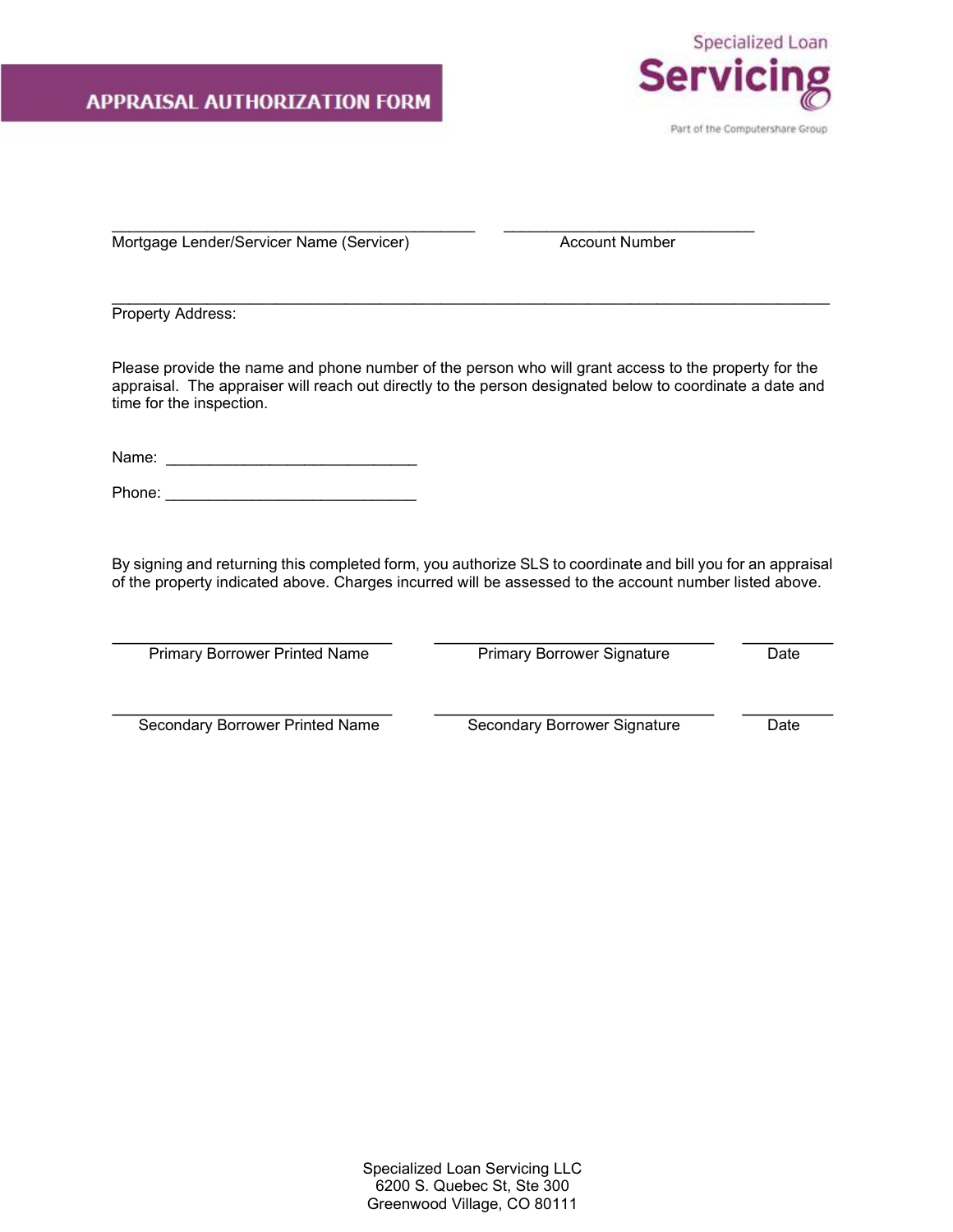# APPRAISAL AUTHORIZATION FORM

Specialized Loan Servicing

Part of the Computershare Group

_____________________________________________ ______________________________

Mortgage Lender/Servicer Name (Servicer) Account Number

________________________________________________________________________________

Property Address:

Please provide the name and phone number of the person who will grant access to the property for the appraisal. The appraiser will reach out directly to the person designated below to coordinate a date and time for the inspection.

Name: ______________________________

Phone: ______________________________

By signing and returning this completed form, you authorize SLS to coordinate and bill you for an appraisal of the property indicated above. Charges incurred will be assessed to the account number listed above.

| _________________________________ | _________________________________ | __________ |
|---|---|---|
| Primary Borrower Printed Name | Primary Borrower Signature | Date |
| _________________________________ | _________________________________ | __________ |
| Secondary Borrower Printed Name | Secondary Borrower Signature | Date |

Specialized Loan Servicing LLC
6200 S. Quebec St, Ste 300
Greenwood Village, CO 80111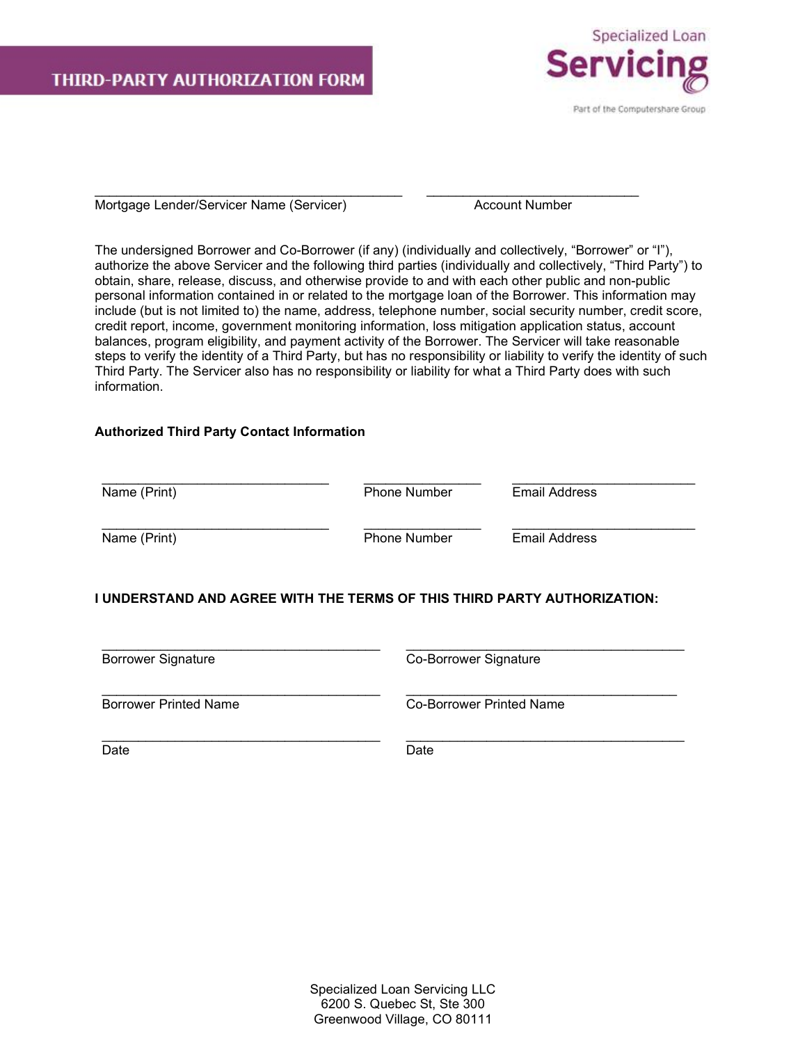# THIRD-PARTY AUTHORIZATION FORM

Specialized Loan Servicing

Part of the Computershare Group

\_\_\_\_\_\_\_\_\_\_\_\_\_\_\_\_\_\_\_\_\_\_\_\_\_\_\_\_\_\_\_\_\_\_\_\_\_\_\_\_\_\_\_\_ \_\_\_\_\_\_\_\_\_\_\_\_\_\_\_\_\_\_\_\_\_\_\_\_\_\_\_\_\_\_
Mortgage Lender/Servicer Name (Servicer) Account Number

The undersigned Borrower and Co-Borrower (if any) (individually and collectively, "Borrower" or "I"), authorize the above Servicer and the following third parties (individually and collectively, "Third Party") to obtain, share, release, discuss, and otherwise provide to and with each other public and non-public personal information contained in or related to the mortgage loan of the Borrower. This information may include (but is not limited to) the name, address, telephone number, social security number, credit score, credit report, income, government monitoring information, loss mitigation application status, account balances, program eligibility, and payment activity of the Borrower. The Servicer will take reasonable steps to verify the identity of a Third Party, but has no responsibility or liability to verify the identity of such Third Party. The Servicer also has no responsibility or liability for what a Third Party does with such information.

**Authorized Third Party Contact Information**

\_\_\_\_\_\_\_\_\_\_\_\_\_\_\_\_\_\_\_\_\_\_\_\_\_\_\_\_\_\_\_\_ \_\_\_\_\_\_\_\_\_\_\_\_\_\_\_\_ \_\_\_\_\_\_\_\_\_\_\_\_\_\_\_\_\_\_\_\_\_\_\_\_\_\_
Name (Print) Phone Number Email Address

\_\_\_\_\_\_\_\_\_\_\_\_\_\_\_\_\_\_\_\_\_\_\_\_\_\_\_\_\_\_\_\_ \_\_\_\_\_\_\_\_\_\_\_\_\_\_\_\_ \_\_\_\_\_\_\_\_\_\_\_\_\_\_\_\_\_\_\_\_\_\_\_\_\_\_
Name (Print) Phone Number Email Address

**I UNDERSTAND AND AGREE WITH THE TERMS OF THIS THIRD PARTY AUTHORIZATION:**

\_\_\_\_\_\_\_\_\_\_\_\_\_\_\_\_\_\_\_\_\_\_\_\_\_\_\_\_\_\_\_\_\_\_\_\_\_\_\_ \_\_\_\_\_\_\_\_\_\_\_\_\_\_\_\_\_\_\_\_\_\_\_\_\_\_\_\_\_\_\_\_\_\_\_\_\_\_\_
Borrower Signature Co-Borrower Signature

\_\_\_\_\_\_\_\_\_\_\_\_\_\_\_\_\_\_\_\_\_\_\_\_\_\_\_\_\_\_\_\_\_\_\_\_\_\_\_ \_\_\_\_\_\_\_\_\_\_\_\_\_\_\_\_\_\_\_\_\_\_\_\_\_\_\_\_\_\_\_\_\_\_\_\_\_\_
Borrower Printed Name Co-Borrower Printed Name

\_\_\_\_\_\_\_\_\_\_\_\_\_\_\_\_\_\_\_\_\_\_\_\_\_\_\_\_\_\_\_\_\_\_\_\_\_\_\_ \_\_\_\_\_\_\_\_\_\_\_\_\_\_\_\_\_\_\_\_\_\_\_\_\_\_\_\_\_\_\_\_\_\_\_\_\_\_\_
Date Date

Specialized Loan Servicing LLC
6200 S. Quebec St, Ste 300
Greenwood Village, CO 80111